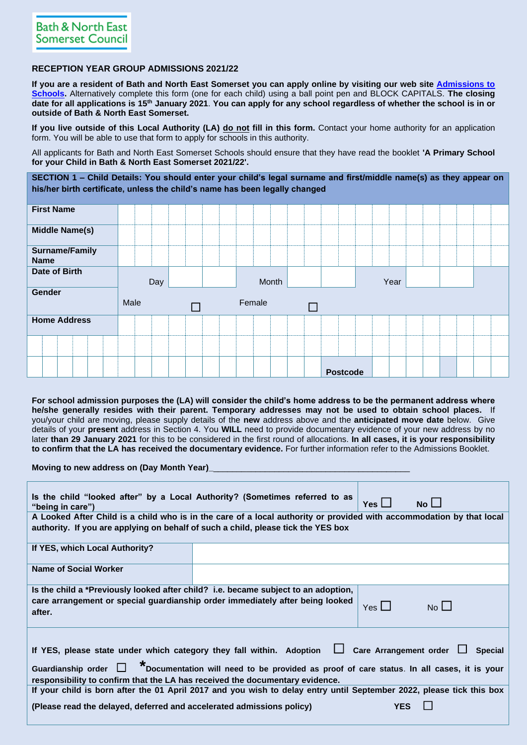Bath & North East Somerset Council

## RECEPTION YEAR GROUP ADMISSIONS 2021/22

**If you are a resident of Bath and North East Somerset you can apply online by visiting our web site [Admissions to Schools].** Alternatively complete this form (one for each child) using a ball point pen and BLOCK CAPITALS. **The closing date for all applications is 15th January 2021. You can apply for any school regardless of whether the school is in or outside of Bath & North East Somerset.**

**If you live outside of this Local Authority (LA) do not fill in this form.** Contact your home authority for an application form. You will be able to use that form to apply for schools in this authority.

All applicants for Bath and North East Somerset Schools should ensure that they have read the booklet **'A Primary School for your Child in Bath & North East Somerset 2021/22'.**

| **SECTION 1 – Child Details: You should enter your child's legal surname and first/middle name(s) as they appear on his/her birth certificate, unless the child's name has been legally changed** | | | | | | |
|---|---|---|---|---|---|---|
| **First Name** | | | | | | |
| **Middle Name(s)** | | | | | | |
| **Surname/Family Name** | | | | | | |
| **Date of Birth** | Day | | Month | | Year | |
| **Gender** | Male | ☐ | Female | ☐ | | |
| **Home Address** | | | | | | |
| | | | | | | |
| | | | | **Postcode** | | |

**For school admission purposes the (LA) will consider the child's home address to be the permanent address where he/she generally resides with their parent. Temporary addresses may not be used to obtain school places.** If you/your child are moving, please supply details of the **new** address above and the **anticipated move date** below. Give details of your **present** address in Section 4. You **WILL** need to provide documentary evidence of your new address by no later **than 29 January 2021** for this to be considered in the first round of allocations. **In all cases, it is your responsibility to confirm that the LA has received the documentary evidence.** For further information refer to the Admissions Booklet.

**Moving to new address on (Day Month Year)**\_\_\_\_\_\_\_\_\_\_\_\_\_\_\_\_\_\_\_\_\_\_\_\_\_\_\_\_\_\_\_\_\_\_\_\_\_\_\_\_\_\_\_\_

| | | |
|---|---|---|
| **Is the child "looked after" by a Local Authority? (Sometimes referred to as "being in care")** | **Yes** ☐ | **No** ☐ |
| **A Looked After Child is a child who is in the care of a local authority or provided with accommodation by that local authority. If you are applying on behalf of such a child, please tick the YES box** | | |
| **If YES, which Local Authority?** | | |
| **Name of Social Worker** | | |
| **Is the child a \*Previously looked after child? i.e. became subject to an adoption, care arrangement or special guardianship order immediately after being looked after.** | Yes ☐ | No ☐ |
| **If YES, please state under which category they fall within. Adoption ☐ Care Arrangement order ☐ Special Guardianship order ☐ \*Documentation will need to be provided as proof of care status. In all cases, it is your responsibility to confirm that the LA has received the documentary evidence.** | | |
| **If your child is born after the 01 April 2017 and you wish to delay entry until September 2022, please tick this box (Please read the delayed, deferred and accelerated admissions policy)** | **YES** ☐ | |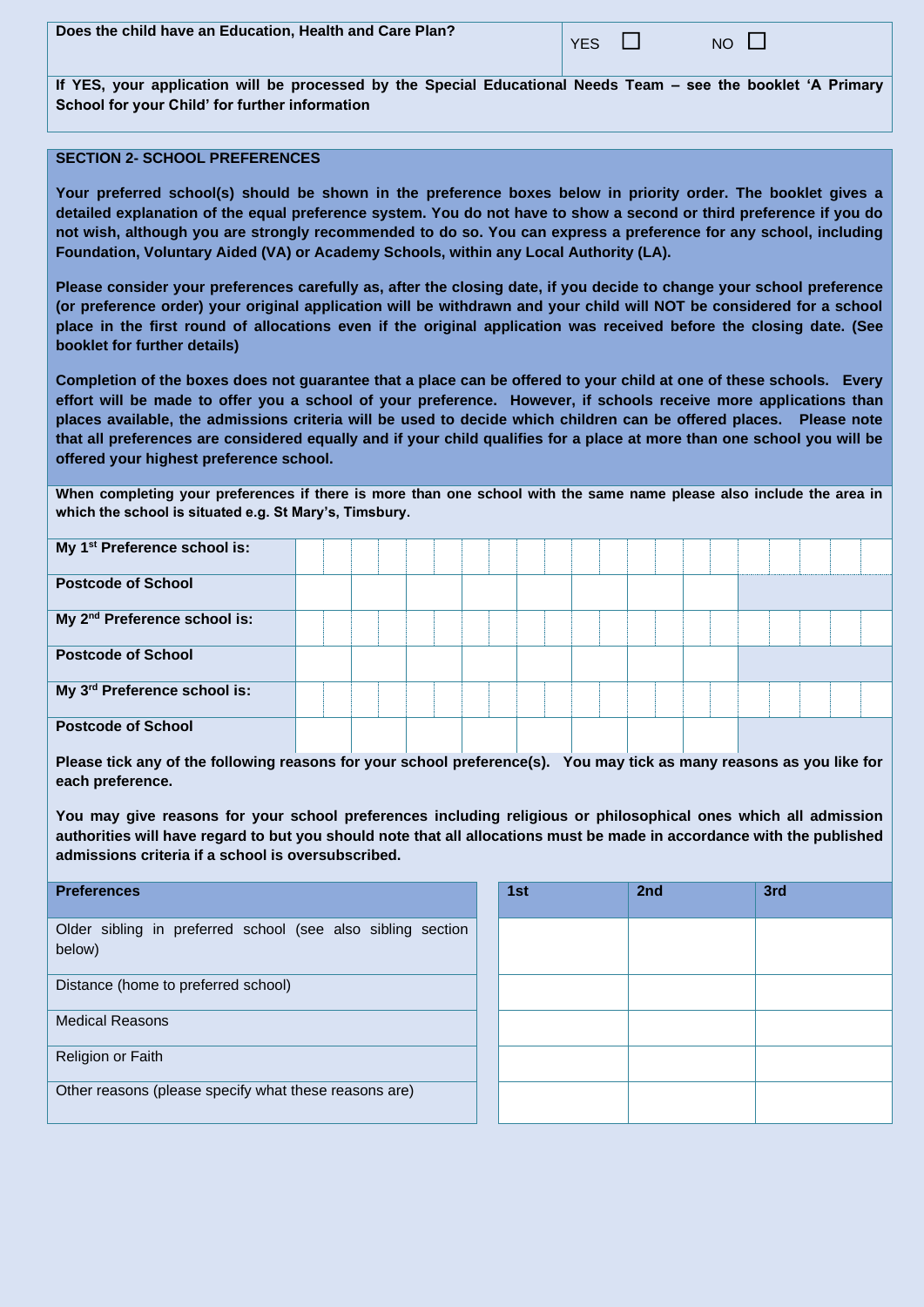| Does the child have an Education, Health and Care Plan? | YES ☐ NO ☐ |
|---|---|

**If YES, your application will be processed by the Special Educational Needs Team – see the booklet 'A Primary School for your Child' for further information**

## SECTION 2- SCHOOL PREFERENCES

**Your preferred school(s) should be shown in the preference boxes below in priority order. The booklet gives a detailed explanation of the equal preference system. You do not have to show a second or third preference if you do not wish, although you are strongly recommended to do so. You can express a preference for any school, including Foundation, Voluntary Aided (VA) or Academy Schools, within any Local Authority (LA).**

**Please consider your preferences carefully as, after the closing date, if you decide to change your school preference (or preference order) your original application will be withdrawn and your child will NOT be considered for a school place in the first round of allocations even if the original application was received before the closing date. (See booklet for further details)**

**Completion of the boxes does not guarantee that a place can be offered to your child at one of these schools. Every effort will be made to offer you a school of your preference. However, if schools receive more applications than places available, the admissions criteria will be used to decide which children can be offered places. Please note that all preferences are considered equally and if your child qualifies for a place at more than one school you will be offered your highest preference school.**

**When completing your preferences if there is more than one school with the same name please also include the area in which the school is situated e.g. St Mary's, Timsbury.**

| | |
|---|---|
| **My 1st Preference school is:** | |
| **Postcode of School** | |
| **My 2nd Preference school is:** | |
| **Postcode of School** | |
| **My 3rd Preference school is:** | |
| **Postcode of School** | |

**Please tick any of the following reasons for your school preference(s). You may tick as many reasons as you like for each preference.**

**You may give reasons for your school preferences including religious or philosophical ones which all admission authorities will have regard to but you should note that all allocations must be made in accordance with the published admissions criteria if a school is oversubscribed.**

| **Preferences** | **1st** | **2nd** | **3rd** |
|---|---|---|---|
| Older sibling in preferred school (see also sibling section below) | | | |
| Distance (home to preferred school) | | | |
| Medical Reasons | | | |
| Religion or Faith | | | |
| Other reasons (please specify what these reasons are) | | | |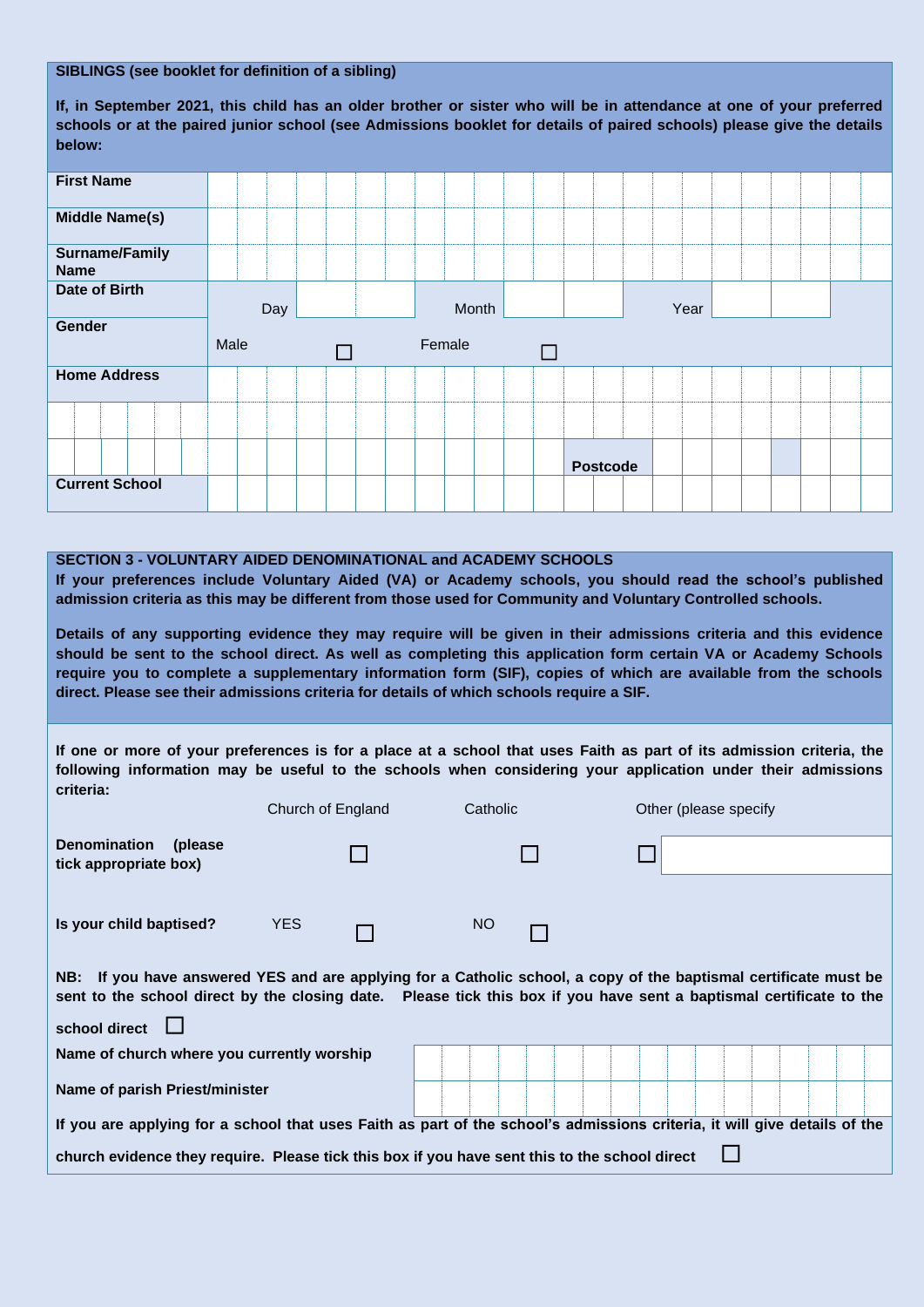**SIBLINGS (see booklet for definition of a sibling)**

**If, in September 2021, this child has an older brother or sister who will be in attendance at one of your preferred schools or at the paired junior school (see Admissions booklet for details of paired schools) please give the details below:**

| | | | | | | |
|---|---|---|---|---|---|---|
| **First Name** | | | | | | |
| **Middle Name(s)** | | | | | | |
| **Surname/Family Name** | | | | | | |
| **Date of Birth** | Day | | Month | | Year | |
| **Gender** | Male | ☐ | Female | ☐ | | |
| **Home Address** | | | | | | |
| | | | | | | |
| | | | | **Postcode** | | |
| **Current School** | | | | | | |

**SECTION 3 - VOLUNTARY AIDED DENOMINATIONAL and ACADEMY SCHOOLS**

**If your preferences include Voluntary Aided (VA) or Academy schools, you should read the school's published admission criteria as this may be different from those used for Community and Voluntary Controlled schools.**

**Details of any supporting evidence they may require will be given in their admissions criteria and this evidence should be sent to the school direct. As well as completing this application form certain VA or Academy Schools require you to complete a supplementary information form (SIF), copies of which are available from the schools direct. Please see their admissions criteria for details of which schools require a SIF.**

**If one or more of your preferences is for a place at a school that uses Faith as part of its admission criteria, the following information may be useful to the schools when considering your application under their admissions criteria:**

| | Church of England | Catholic | Other (please specify |
|---|---|---|---|
| **Denomination (please tick appropriate box)** | ☐ | ☐ | ☐ |

**Is your child baptised?** YES ☐ NO ☐

**NB: If you have answered YES and are applying for a Catholic school, a copy of the baptismal certificate must be sent to the school direct by the closing date. Please tick this box if you have sent a baptismal certificate to the school direct** ☐

| | |
|---|---|
| **Name of church where you currently worship** | |
| **Name of parish Priest/minister** | |

**If you are applying for a school that uses Faith as part of the school's admissions criteria, it will give details of the church evidence they require. Please tick this box if you have sent this to the school direct** ☐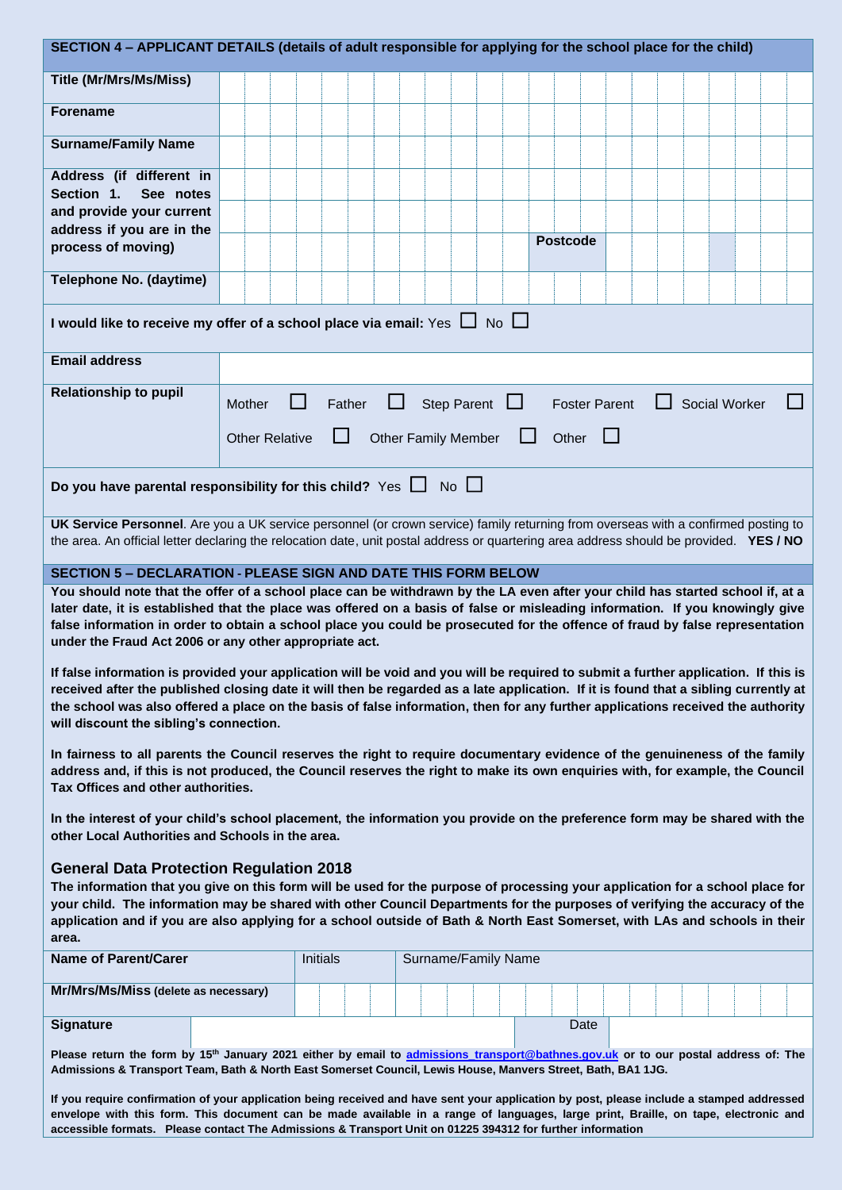## SECTION 4 – APPLICANT DETAILS (details of adult responsible for applying for the school place for the child)

| | |
|---|---|
| **Title (Mr/Mrs/Ms/Miss)** | |
| **Forename** | |
| **Surname/Family Name** | |
| **Address (if different in Section 1. See notes and provide your current address if you are in the process of moving)** | |
| | **Postcode** |
| **Telephone No. (daytime)** | |

**I would like to receive my offer of a school place via email:** Yes ☐ No ☐

| | |
|---|---|
| **Email address** | |
| **Relationship to pupil** | Mother ☐ Father ☐ Step Parent ☐ Foster Parent ☐ Social Worker ☐ Other Relative ☐ Other Family Member ☐ Other ☐ |

**Do you have parental responsibility for this child?** Yes ☐ No ☐

**UK Service Personnel**. Are you a UK service personnel (or crown service) family returning from overseas with a confirmed posting to the area. An official letter declaring the relocation date, unit postal address or quartering area address should be provided. **YES / NO**

## SECTION 5 – DECLARATION - PLEASE SIGN AND DATE THIS FORM BELOW

**You should note that the offer of a school place can be withdrawn by the LA even after your child has started school if, at a later date, it is established that the place was offered on a basis of false or misleading information. If you knowingly give false information in order to obtain a school place you could be prosecuted for the offence of fraud by false representation under the Fraud Act 2006 or any other appropriate act.**

**If false information is provided your application will be void and you will be required to submit a further application. If this is received after the published closing date it will then be regarded as a late application. If it is found that a sibling currently at the school was also offered a place on the basis of false information, then for any further applications received the authority will discount the sibling's connection.**

**In fairness to all parents the Council reserves the right to require documentary evidence of the genuineness of the family address and, if this is not produced, the Council reserves the right to make its own enquiries with, for example, the Council Tax Offices and other authorities.**

**In the interest of your child's school placement, the information you provide on the preference form may be shared with the other Local Authorities and Schools in the area.**

### General Data Protection Regulation 2018

**The information that you give on this form will be used for the purpose of processing your application for a school place for your child. The information may be shared with other Council Departments for the purposes of verifying the accuracy of the application and if you are also applying for a school outside of Bath & North East Somerset, with LAs and schools in their area.**

| **Name of Parent/Carer** | Initials | Surname/Family Name |
|---|---|---|
| **Mr/Mrs/Ms/Miss (delete as necessary)** | | |

| **Signature** | | Date | |
|---|---|---|---|

**Please return the form by 15th January 2021 either by email to admissions_transport@bathnes.gov.uk or to our postal address of: The Admissions & Transport Team, Bath & North East Somerset Council, Lewis House, Manvers Street, Bath, BA1 1JG.**

**If you require confirmation of your application being received and have sent your application by post, please include a stamped addressed envelope with this form. This document can be made available in a range of languages, large print, Braille, on tape, electronic and accessible formats. Please contact The Admissions & Transport Unit on 01225 394312 for further information**